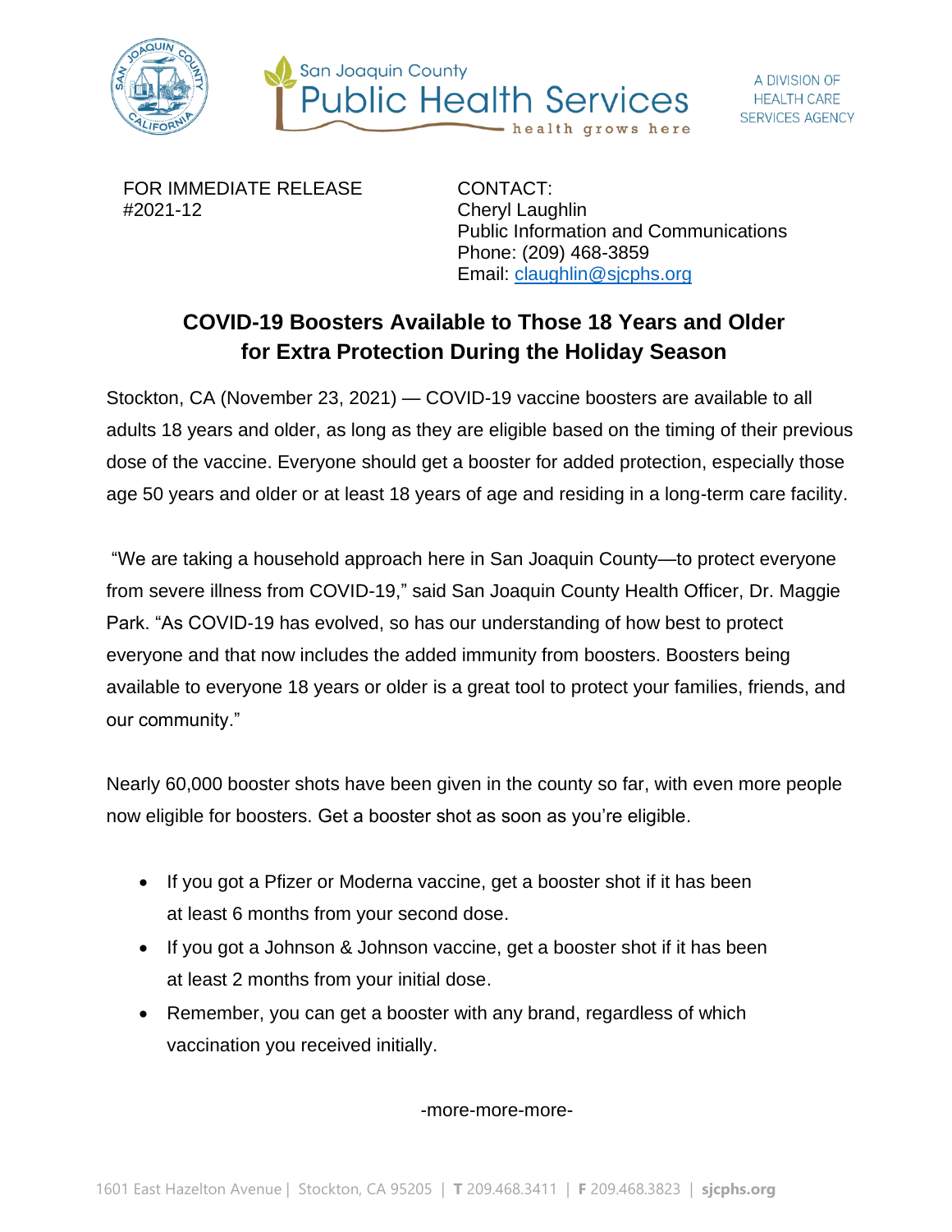San Joaquin County Public Health Services

health grows here

A DIVISION OF HEALTH CARE SERVICES AGENCY

FOR IMMEDIATE RELEASE
#2021-12

CONTACT:
Cheryl Laughlin
Public Information and Communications
Phone: (209) 468-3859
Email: claughlin@sjcphs.org

## COVID-19 Boosters Available to Those 18 Years and Older for Extra Protection During the Holiday Season

Stockton, CA (November 23, 2021) — COVID-19 vaccine boosters are available to all adults 18 years and older, as long as they are eligible based on the timing of their previous dose of the vaccine. Everyone should get a booster for added protection, especially those age 50 years and older or at least 18 years of age and residing in a long-term care facility.

"We are taking a household approach here in San Joaquin County—to protect everyone from severe illness from COVID-19," said San Joaquin County Health Officer, Dr. Maggie Park. "As COVID-19 has evolved, so has our understanding of how best to protect everyone and that now includes the added immunity from boosters. Boosters being available to everyone 18 years or older is a great tool to protect your families, friends, and our community."

Nearly 60,000 booster shots have been given in the county so far, with even more people now eligible for boosters. Get a booster shot as soon as you're eligible.

- If you got a Pfizer or Moderna vaccine, get a booster shot if it has been at least 6 months from your second dose.
- If you got a Johnson & Johnson vaccine, get a booster shot if it has been at least 2 months from your initial dose.
- Remember, you can get a booster with any brand, regardless of which vaccination you received initially.

-more-more-more-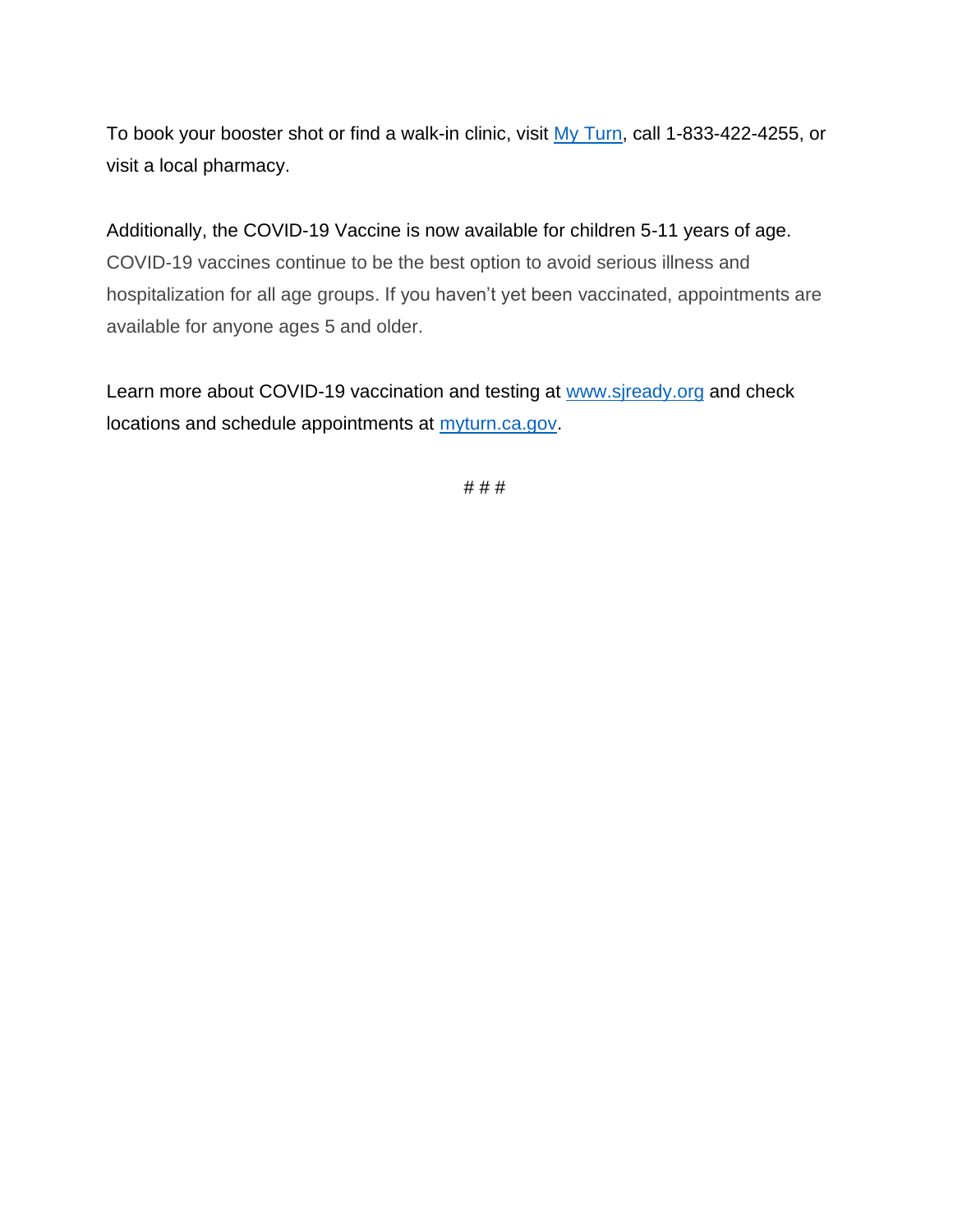To book your booster shot or find a walk-in clinic, visit [My Turn](https://myturn.ca.gov), call 1-833-422-4255, or visit a local pharmacy.

Additionally, the COVID-19 Vaccine is now available for children 5-11 years of age. COVID-19 vaccines continue to be the best option to avoid serious illness and hospitalization for all age groups. If you haven't yet been vaccinated, appointments are available for anyone ages 5 and older.

Learn more about COVID-19 vaccination and testing at [www.sjready.org](http://www.sjready.org) and check locations and schedule appointments at [myturn.ca.gov](https://myturn.ca.gov).

# # #